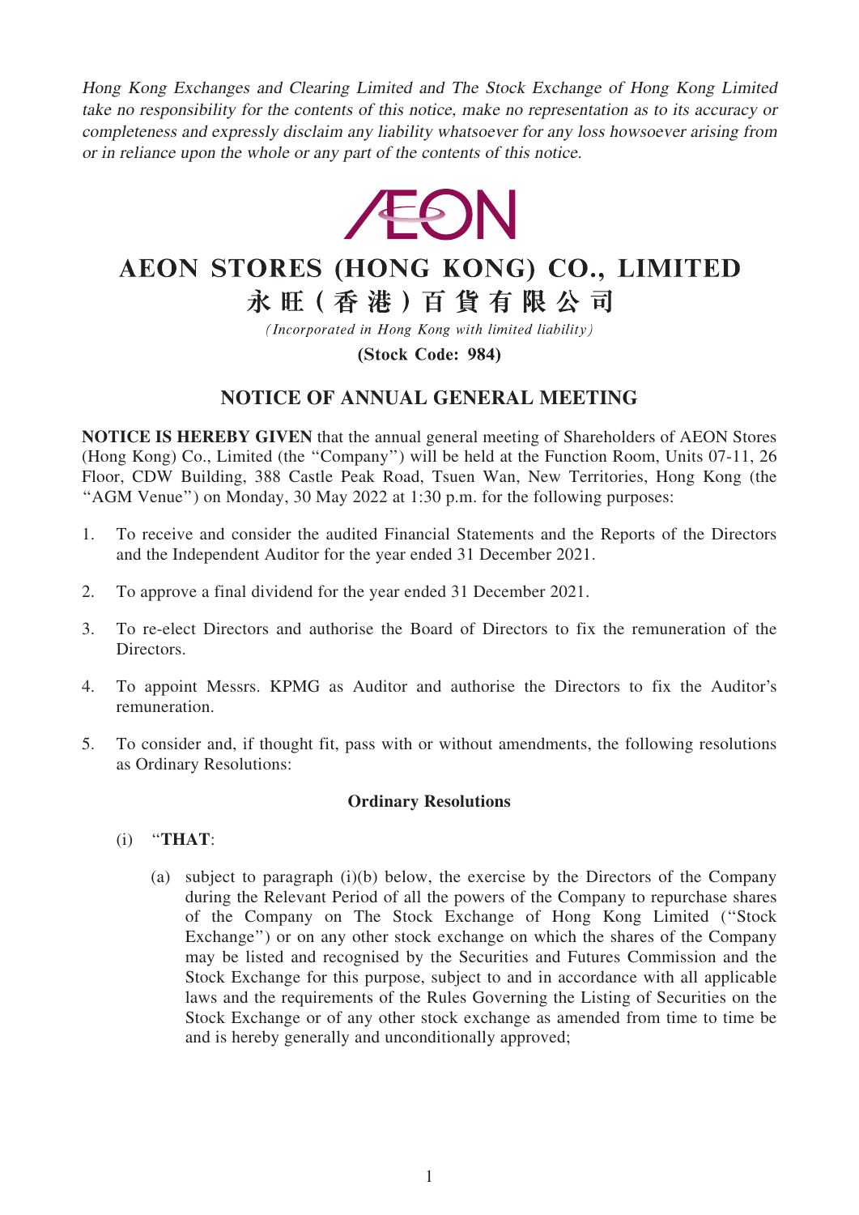*Hong Kong Exchanges and Clearing Limited and The Stock Exchange of Hong Kong Limited take no responsibility for the contents of this notice, make no representation as to its accuracy or completeness and expressly disclaim any liability whatsoever for any loss howsoever arising from or in reliance upon the whole or any part of the contents of this notice.*

# AEON STORES (HONG KONG) CO., LIMITED

# 永旺（香港）百貨有限公司

*(Incorporated in Hong Kong with limited liability)*

**(Stock Code: 984)**

## NOTICE OF ANNUAL GENERAL MEETING

**NOTICE IS HEREBY GIVEN** that the annual general meeting of Shareholders of AEON Stores (Hong Kong) Co., Limited (the "Company") will be held at the Function Room, Units 07-11, 26 Floor, CDW Building, 388 Castle Peak Road, Tsuen Wan, New Territories, Hong Kong (the "AGM Venue") on Monday, 30 May 2022 at 1:30 p.m. for the following purposes:

1. To receive and consider the audited Financial Statements and the Reports of the Directors and the Independent Auditor for the year ended 31 December 2021.

2. To approve a final dividend for the year ended 31 December 2021.

3. To re-elect Directors and authorise the Board of Directors to fix the remuneration of the Directors.

4. To appoint Messrs. KPMG as Auditor and authorise the Directors to fix the Auditor's remuneration.

5. To consider and, if thought fit, pass with or without amendments, the following resolutions as Ordinary Resolutions:

**Ordinary Resolutions**

(i) "**THAT**:

(a) subject to paragraph (i)(b) below, the exercise by the Directors of the Company during the Relevant Period of all the powers of the Company to repurchase shares of the Company on The Stock Exchange of Hong Kong Limited ("Stock Exchange") or on any other stock exchange on which the shares of the Company may be listed and recognised by the Securities and Futures Commission and the Stock Exchange for this purpose, subject to and in accordance with all applicable laws and the requirements of the Rules Governing the Listing of Securities on the Stock Exchange or of any other stock exchange as amended from time to time be and is hereby generally and unconditionally approved;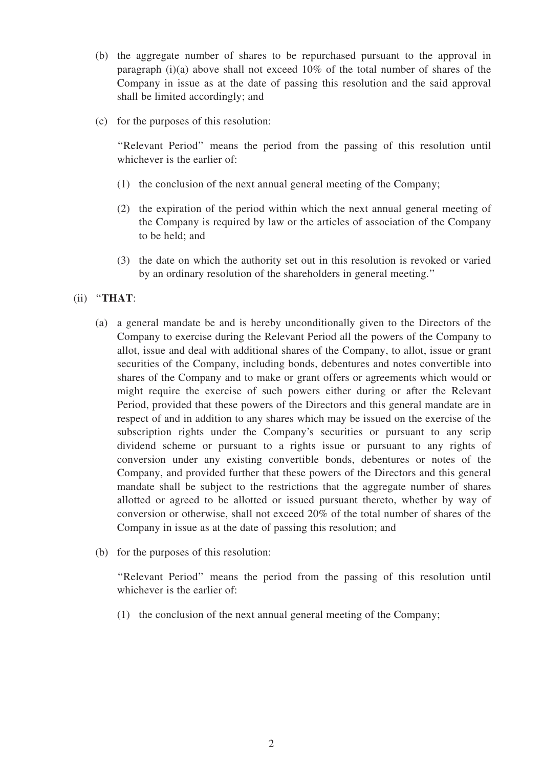(b) the aggregate number of shares to be repurchased pursuant to the approval in paragraph (i)(a) above shall not exceed 10% of the total number of shares of the Company in issue as at the date of passing this resolution and the said approval shall be limited accordingly; and

(c) for the purposes of this resolution:

"Relevant Period" means the period from the passing of this resolution until whichever is the earlier of:

(1) the conclusion of the next annual general meeting of the Company;

(2) the expiration of the period within which the next annual general meeting of the Company is required by law or the articles of association of the Company to be held; and

(3) the date on which the authority set out in this resolution is revoked or varied by an ordinary resolution of the shareholders in general meeting."

(ii) "**THAT**:

(a) a general mandate be and is hereby unconditionally given to the Directors of the Company to exercise during the Relevant Period all the powers of the Company to allot, issue and deal with additional shares of the Company, to allot, issue or grant securities of the Company, including bonds, debentures and notes convertible into shares of the Company and to make or grant offers or agreements which would or might require the exercise of such powers either during or after the Relevant Period, provided that these powers of the Directors and this general mandate are in respect of and in addition to any shares which may be issued on the exercise of the subscription rights under the Company's securities or pursuant to any scrip dividend scheme or pursuant to a rights issue or pursuant to any rights of conversion under any existing convertible bonds, debentures or notes of the Company, and provided further that these powers of the Directors and this general mandate shall be subject to the restrictions that the aggregate number of shares allotted or agreed to be allotted or issued pursuant thereto, whether by way of conversion or otherwise, shall not exceed 20% of the total number of shares of the Company in issue as at the date of passing this resolution; and

(b) for the purposes of this resolution:

"Relevant Period" means the period from the passing of this resolution until whichever is the earlier of:

(1) the conclusion of the next annual general meeting of the Company;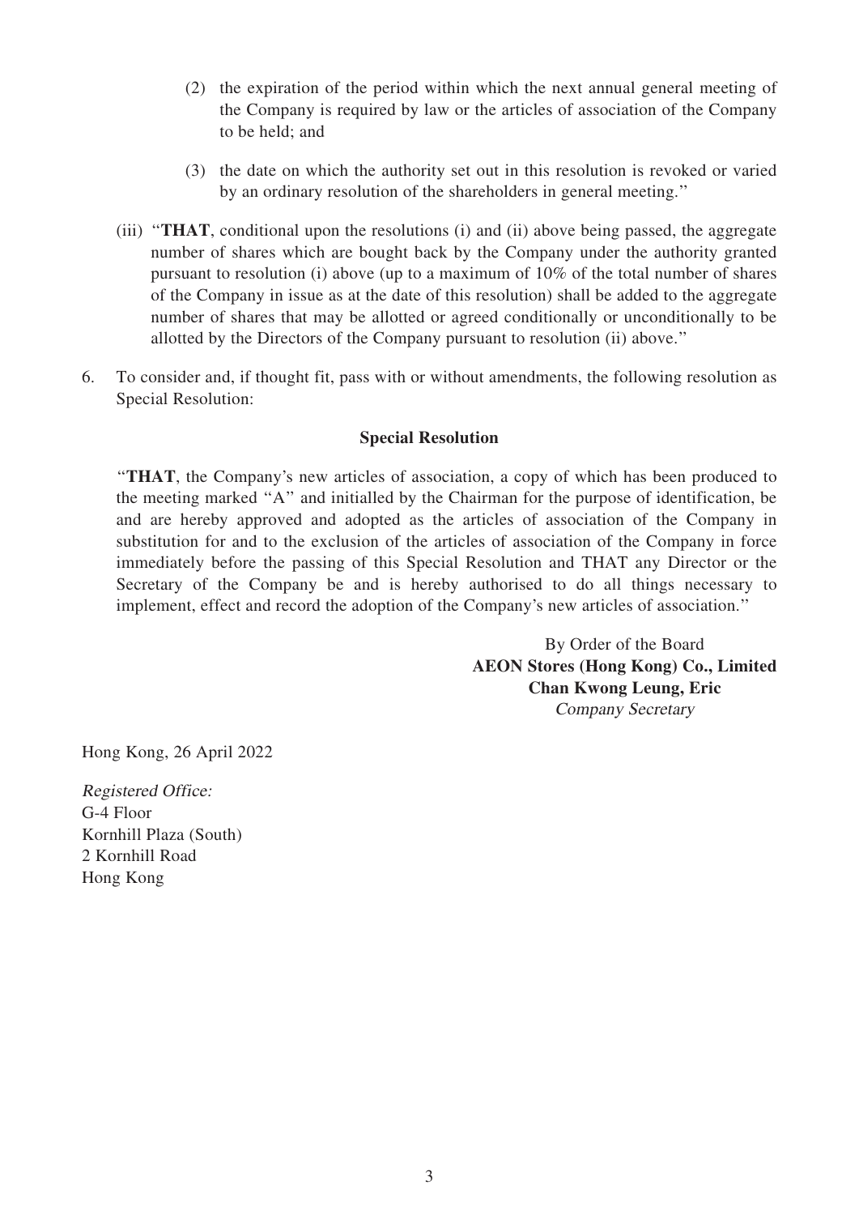(2) the expiration of the period within which the next annual general meeting of the Company is required by law or the articles of association of the Company to be held; and

(3) the date on which the authority set out in this resolution is revoked or varied by an ordinary resolution of the shareholders in general meeting."

(iii) "**THAT**, conditional upon the resolutions (i) and (ii) above being passed, the aggregate number of shares which are bought back by the Company under the authority granted pursuant to resolution (i) above (up to a maximum of 10% of the total number of shares of the Company in issue as at the date of this resolution) shall be added to the aggregate number of shares that may be allotted or agreed conditionally or unconditionally to be allotted by the Directors of the Company pursuant to resolution (ii) above."

6. To consider and, if thought fit, pass with or without amendments, the following resolution as Special Resolution:

**Special Resolution**

"**THAT**, the Company's new articles of association, a copy of which has been produced to the meeting marked "A" and initialled by the Chairman for the purpose of identification, be and are hereby approved and adopted as the articles of association of the Company in substitution for and to the exclusion of the articles of association of the Company in force immediately before the passing of this Special Resolution and THAT any Director or the Secretary of the Company be and is hereby authorised to do all things necessary to implement, effect and record the adoption of the Company's new articles of association."

By Order of the Board
**AEON Stores (Hong Kong) Co., Limited**
**Chan Kwong Leung, Eric**
*Company Secretary*

Hong Kong, 26 April 2022

*Registered Office:*
G-4 Floor
Kornhill Plaza (South)
2 Kornhill Road
Hong Kong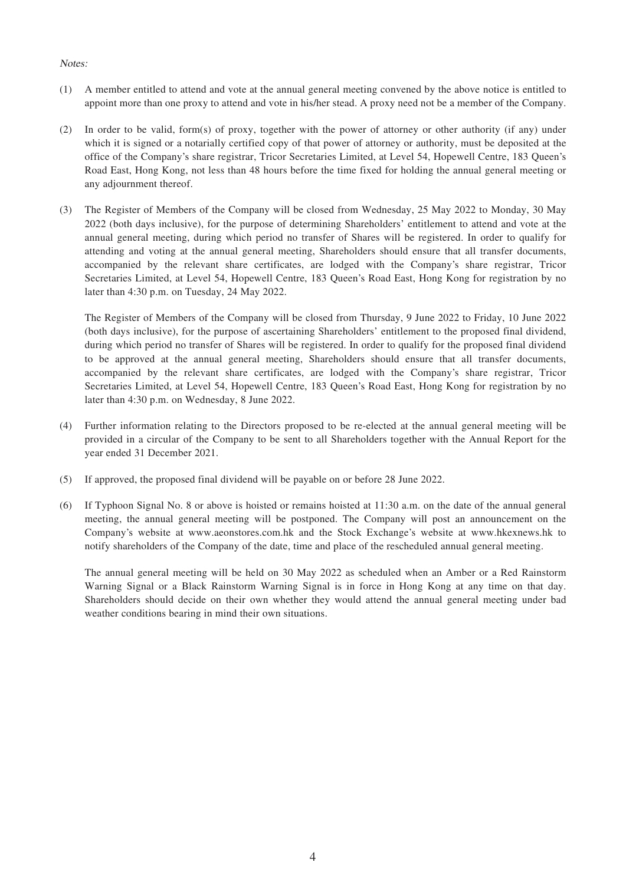*Notes:*

(1) A member entitled to attend and vote at the annual general meeting convened by the above notice is entitled to appoint more than one proxy to attend and vote in his/her stead. A proxy need not be a member of the Company.

(2) In order to be valid, form(s) of proxy, together with the power of attorney or other authority (if any) under which it is signed or a notarially certified copy of that power of attorney or authority, must be deposited at the office of the Company's share registrar, Tricor Secretaries Limited, at Level 54, Hopewell Centre, 183 Queen's Road East, Hong Kong, not less than 48 hours before the time fixed for holding the annual general meeting or any adjournment thereof.

(3) The Register of Members of the Company will be closed from Wednesday, 25 May 2022 to Monday, 30 May 2022 (both days inclusive), for the purpose of determining Shareholders' entitlement to attend and vote at the annual general meeting, during which period no transfer of Shares will be registered. In order to qualify for attending and voting at the annual general meeting, Shareholders should ensure that all transfer documents, accompanied by the relevant share certificates, are lodged with the Company's share registrar, Tricor Secretaries Limited, at Level 54, Hopewell Centre, 183 Queen's Road East, Hong Kong for registration by no later than 4:30 p.m. on Tuesday, 24 May 2022.

    The Register of Members of the Company will be closed from Thursday, 9 June 2022 to Friday, 10 June 2022 (both days inclusive), for the purpose of ascertaining Shareholders' entitlement to the proposed final dividend, during which period no transfer of Shares will be registered. In order to qualify for the proposed final dividend to be approved at the annual general meeting, Shareholders should ensure that all transfer documents, accompanied by the relevant share certificates, are lodged with the Company's share registrar, Tricor Secretaries Limited, at Level 54, Hopewell Centre, 183 Queen's Road East, Hong Kong for registration by no later than 4:30 p.m. on Wednesday, 8 June 2022.

(4) Further information relating to the Directors proposed to be re-elected at the annual general meeting will be provided in a circular of the Company to be sent to all Shareholders together with the Annual Report for the year ended 31 December 2021.

(5) If approved, the proposed final dividend will be payable on or before 28 June 2022.

(6) If Typhoon Signal No. 8 or above is hoisted or remains hoisted at 11:30 a.m. on the date of the annual general meeting, the annual general meeting will be postponed. The Company will post an announcement on the Company's website at www.aeonstores.com.hk and the Stock Exchange's website at www.hkexnews.hk to notify shareholders of the Company of the date, time and place of the rescheduled annual general meeting.

    The annual general meeting will be held on 30 May 2022 as scheduled when an Amber or a Red Rainstorm Warning Signal or a Black Rainstorm Warning Signal is in force in Hong Kong at any time on that day. Shareholders should decide on their own whether they would attend the annual general meeting under bad weather conditions bearing in mind their own situations.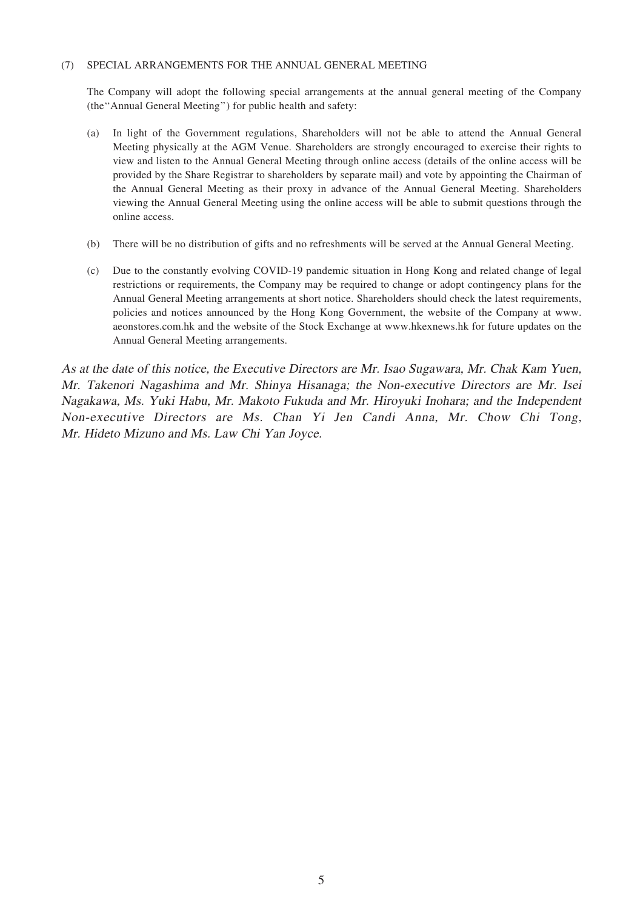(7) SPECIAL ARRANGEMENTS FOR THE ANNUAL GENERAL MEETING

The Company will adopt the following special arrangements at the annual general meeting of the Company (the "Annual General Meeting") for public health and safety:

(a) In light of the Government regulations, Shareholders will not be able to attend the Annual General Meeting physically at the AGM Venue. Shareholders are strongly encouraged to exercise their rights to view and listen to the Annual General Meeting through online access (details of the online access will be provided by the Share Registrar to shareholders by separate mail) and vote by appointing the Chairman of the Annual General Meeting as their proxy in advance of the Annual General Meeting. Shareholders viewing the Annual General Meeting using the online access will be able to submit questions through the online access.

(b) There will be no distribution of gifts and no refreshments will be served at the Annual General Meeting.

(c) Due to the constantly evolving COVID-19 pandemic situation in Hong Kong and related change of legal restrictions or requirements, the Company may be required to change or adopt contingency plans for the Annual General Meeting arrangements at short notice. Shareholders should check the latest requirements, policies and notices announced by the Hong Kong Government, the website of the Company at www.aeonstores.com.hk and the website of the Stock Exchange at www.hkexnews.hk for future updates on the Annual General Meeting arrangements.

*As at the date of this notice, the Executive Directors are Mr. Isao Sugawara, Mr. Chak Kam Yuen, Mr. Takenori Nagashima and Mr. Shinya Hisanaga; the Non-executive Directors are Mr. Isei Nagakawa, Ms. Yuki Habu, Mr. Makoto Fukuda and Mr. Hiroyuki Inohara; and the Independent Non-executive Directors are Ms. Chan Yi Jen Candi Anna, Mr. Chow Chi Tong, Mr. Hideto Mizuno and Ms. Law Chi Yan Joyce.*